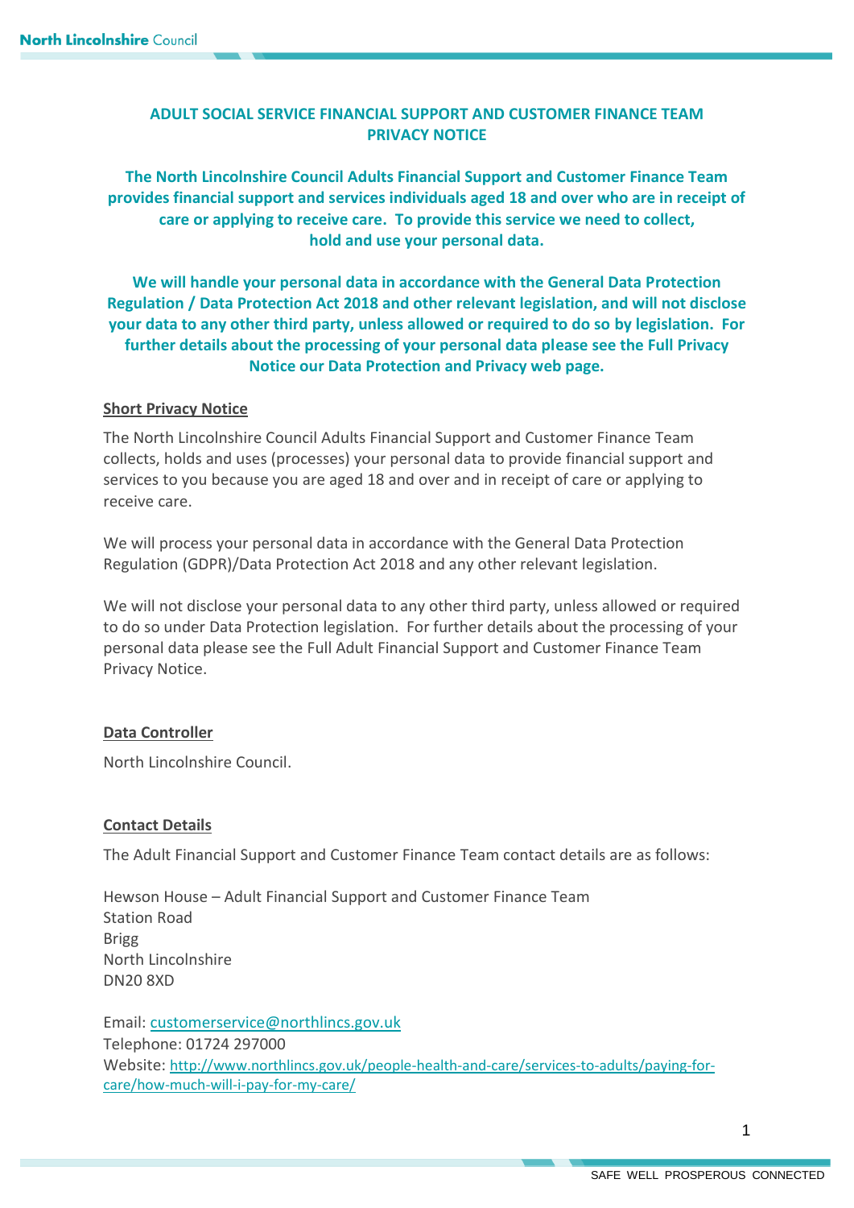# ADULT SOCIAL SERVICE FINANCIAL SUPPORT AND CUSTOMER FINANCE TEAM PRIVACY NOTICE

**The North Lincolnshire Council Adults Financial Support and Customer Finance Team provides financial support and services individuals aged 18 and over who are in receipt of care or applying to receive care. To provide this service we need to collect, hold and use your personal data.**

**We will handle your personal data in accordance with the General Data Protection Regulation / Data Protection Act 2018 and other relevant legislation, and will not disclose your data to any other third party, unless allowed or required to do so by legislation. For further details about the processing of your personal data please see the Full Privacy Notice our Data Protection and Privacy web page.**

## Short Privacy Notice

The North Lincolnshire Council Adults Financial Support and Customer Finance Team collects, holds and uses (processes) your personal data to provide financial support and services to you because you are aged 18 and over and in receipt of care or applying to receive care.

We will process your personal data in accordance with the General Data Protection Regulation (GDPR)/Data Protection Act 2018 and any other relevant legislation.

We will not disclose your personal data to any other third party, unless allowed or required to do so under Data Protection legislation. For further details about the processing of your personal data please see the Full Adult Financial Support and Customer Finance Team Privacy Notice.

## Data Controller

North Lincolnshire Council.

## Contact Details

The Adult Financial Support and Customer Finance Team contact details are as follows:

Hewson House – Adult Financial Support and Customer Finance Team
Station Road
Brigg
North Lincolnshire
DN20 8XD

Email: customerservice@northlincs.gov.uk
Telephone: 01724 297000
Website: http://www.northlincs.gov.uk/people-health-and-care/services-to-adults/paying-for-care/how-much-will-i-pay-for-my-care/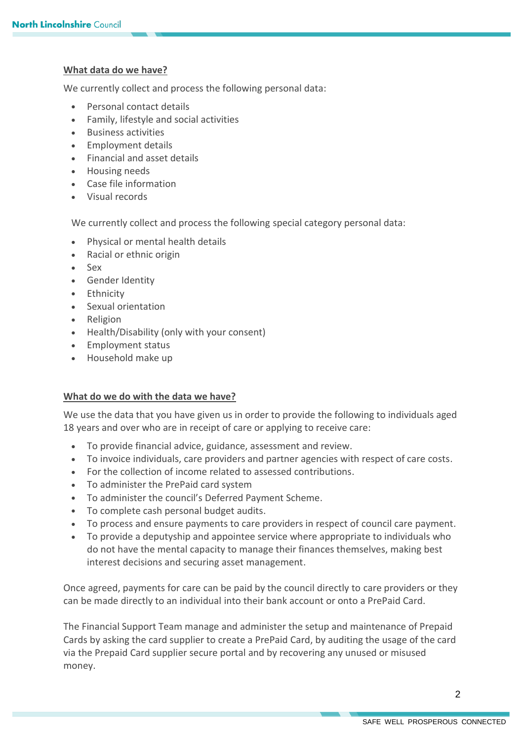## What data do we have?

We currently collect and process the following personal data:

- Personal contact details
- Family, lifestyle and social activities
- Business activities
- Employment details
- Financial and asset details
- Housing needs
- Case file information
- Visual records

We currently collect and process the following special category personal data:

- Physical or mental health details
- Racial or ethnic origin
- Sex
- Gender Identity
- Ethnicity
- Sexual orientation
- Religion
- Health/Disability (only with your consent)
- Employment status
- Household make up

## What do we do with the data we have?

We use the data that you have given us in order to provide the following to individuals aged 18 years and over who are in receipt of care or applying to receive care:

- To provide financial advice, guidance, assessment and review.
- To invoice individuals, care providers and partner agencies with respect of care costs.
- For the collection of income related to assessed contributions.
- To administer the PrePaid card system
- To administer the council's Deferred Payment Scheme.
- To complete cash personal budget audits.
- To process and ensure payments to care providers in respect of council care payment.
- To provide a deputyship and appointee service where appropriate to individuals who do not have the mental capacity to manage their finances themselves, making best interest decisions and securing asset management.

Once agreed, payments for care can be paid by the council directly to care providers or they can be made directly to an individual into their bank account or onto a PrePaid Card.

The Financial Support Team manage and administer the setup and maintenance of Prepaid Cards by asking the card supplier to create a PrePaid Card, by auditing the usage of the card via the Prepaid Card supplier secure portal and by recovering any unused or misused money.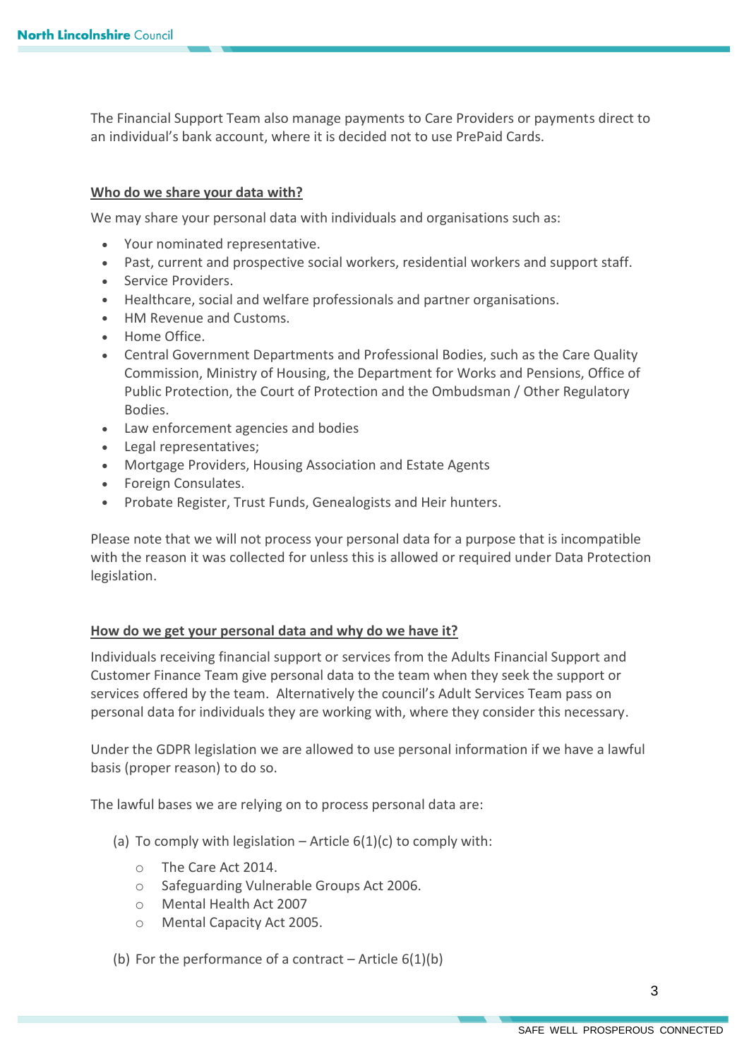The Financial Support Team also manage payments to Care Providers or payments direct to an individual's bank account, where it is decided not to use PrePaid Cards.

## Who do we share your data with?

We may share your personal data with individuals and organisations such as:

- Your nominated representative.
- Past, current and prospective social workers, residential workers and support staff.
- Service Providers.
- Healthcare, social and welfare professionals and partner organisations.
- HM Revenue and Customs.
- Home Office.
- Central Government Departments and Professional Bodies, such as the Care Quality Commission, Ministry of Housing, the Department for Works and Pensions, Office of Public Protection, the Court of Protection and the Ombudsman / Other Regulatory Bodies.
- Law enforcement agencies and bodies
- Legal representatives;
- Mortgage Providers, Housing Association and Estate Agents
- Foreign Consulates.
- Probate Register, Trust Funds, Genealogists and Heir hunters.

Please note that we will not process your personal data for a purpose that is incompatible with the reason it was collected for unless this is allowed or required under Data Protection legislation.

## How do we get your personal data and why do we have it?

Individuals receiving financial support or services from the Adults Financial Support and Customer Finance Team give personal data to the team when they seek the support or services offered by the team. Alternatively the council's Adult Services Team pass on personal data for individuals they are working with, where they consider this necessary.

Under the GDPR legislation we are allowed to use personal information if we have a lawful basis (proper reason) to do so.

The lawful bases we are relying on to process personal data are:

(a) To comply with legislation – Article 6(1)(c) to comply with:

- The Care Act 2014.
- Safeguarding Vulnerable Groups Act 2006.
- Mental Health Act 2007
- Mental Capacity Act 2005.

(b) For the performance of a contract – Article 6(1)(b)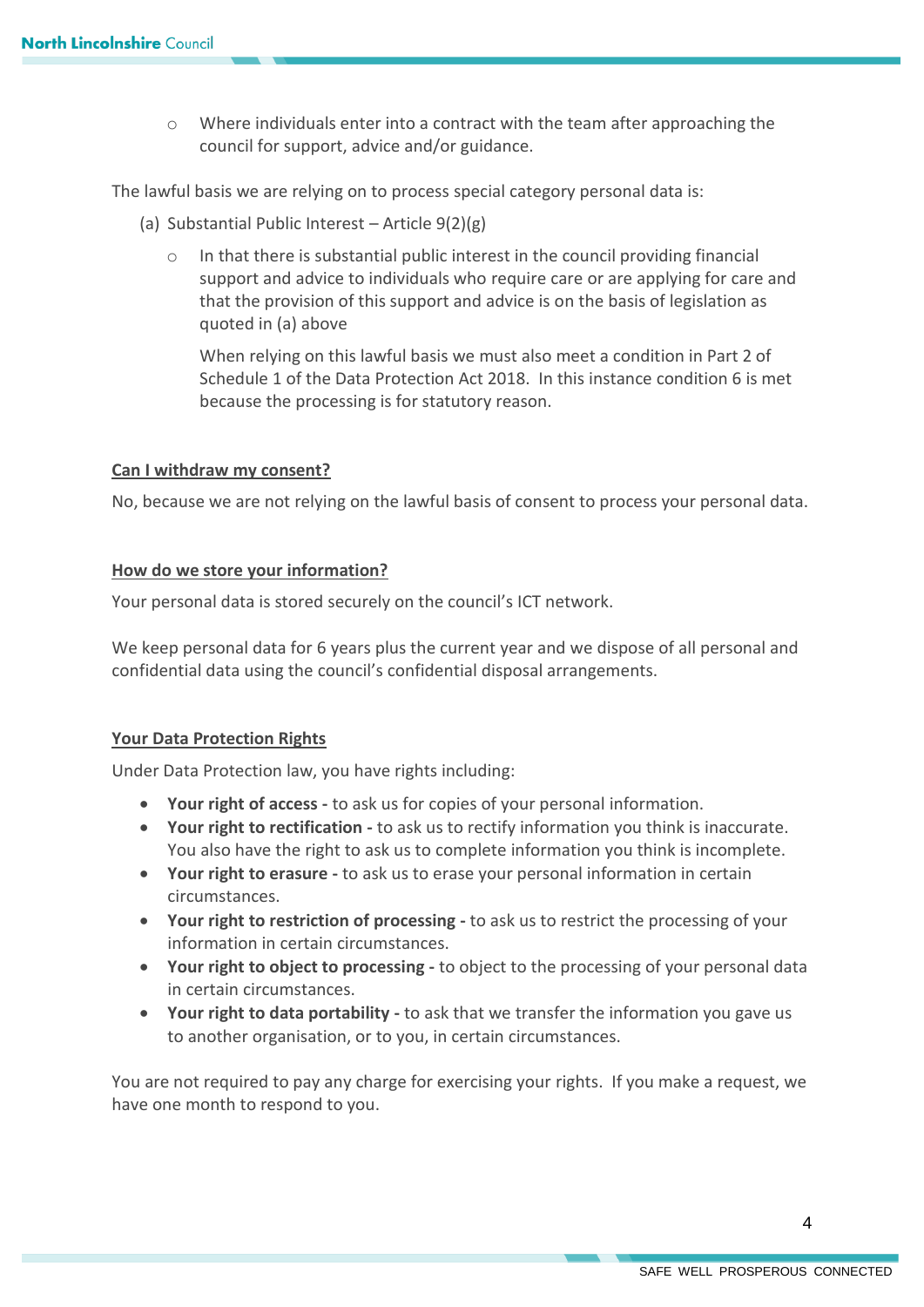- Where individuals enter into a contract with the team after approaching the council for support, advice and/or guidance.

The lawful basis we are relying on to process special category personal data is:

(a) Substantial Public Interest – Article 9(2)(g)

- In that there is substantial public interest in the council providing financial support and advice to individuals who require care or are applying for care and that the provision of this support and advice is on the basis of legislation as quoted in (a) above

  When relying on this lawful basis we must also meet a condition in Part 2 of Schedule 1 of the Data Protection Act 2018. In this instance condition 6 is met because the processing is for statutory reason.

## Can I withdraw my consent?

No, because we are not relying on the lawful basis of consent to process your personal data.

## How do we store your information?

Your personal data is stored securely on the council's ICT network.

We keep personal data for 6 years plus the current year and we dispose of all personal and confidential data using the council's confidential disposal arrangements.

## Your Data Protection Rights

Under Data Protection law, you have rights including:

- **Your right of access -** to ask us for copies of your personal information.
- **Your right to rectification -** to ask us to rectify information you think is inaccurate. You also have the right to ask us to complete information you think is incomplete.
- **Your right to erasure -** to ask us to erase your personal information in certain circumstances.
- **Your right to restriction of processing -** to ask us to restrict the processing of your information in certain circumstances.
- **Your right to object to processing -** to object to the processing of your personal data in certain circumstances.
- **Your right to data portability -** to ask that we transfer the information you gave us to another organisation, or to you, in certain circumstances.

You are not required to pay any charge for exercising your rights. If you make a request, we have one month to respond to you.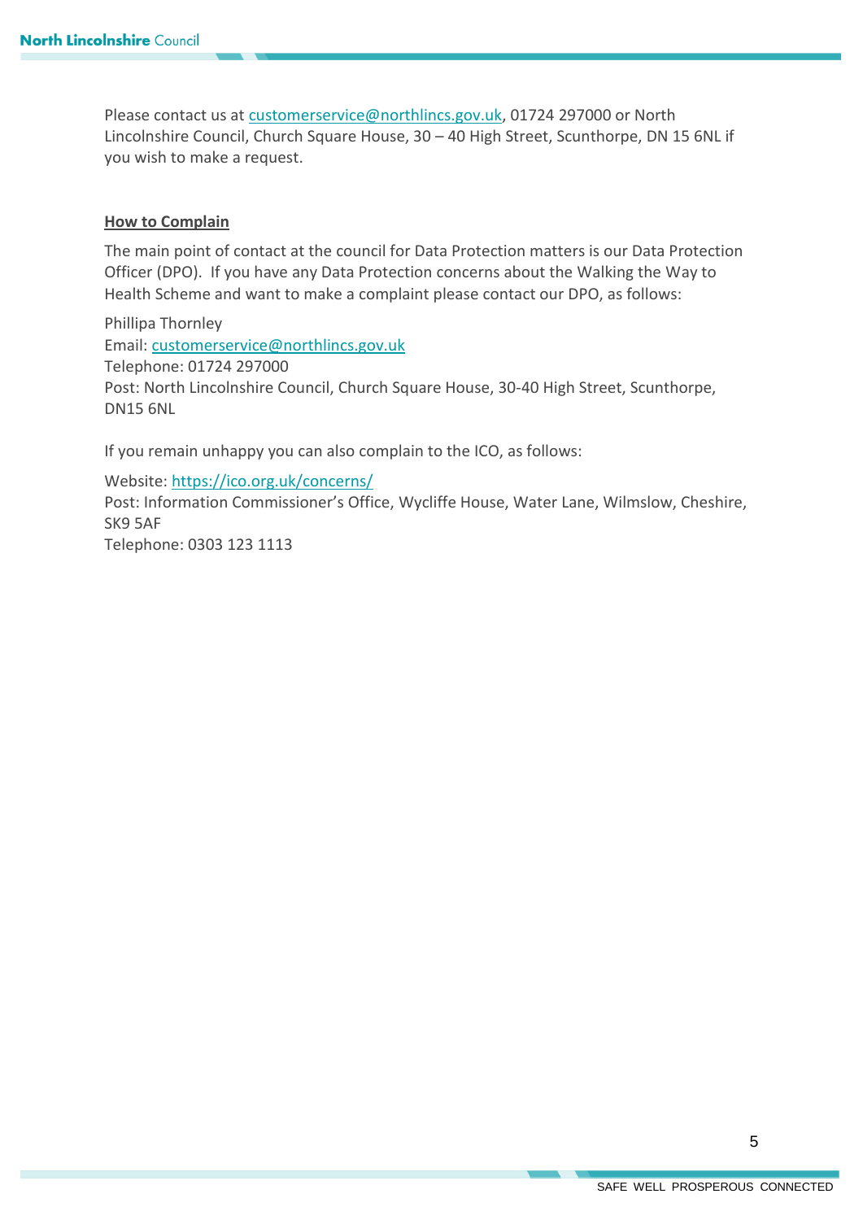Please contact us at customerservice@northlincs.gov.uk, 01724 297000 or North Lincolnshire Council, Church Square House, 30 – 40 High Street, Scunthorpe, DN 15 6NL if you wish to make a request.

**How to Complain**

The main point of contact at the council for Data Protection matters is our Data Protection Officer (DPO). If you have any Data Protection concerns about the Walking the Way to Health Scheme and want to make a complaint please contact our DPO, as follows:

Phillipa Thornley
Email: customerservice@northlincs.gov.uk
Telephone: 01724 297000
Post: North Lincolnshire Council, Church Square House, 30-40 High Street, Scunthorpe, DN15 6NL

If you remain unhappy you can also complain to the ICO, as follows:

Website: https://ico.org.uk/concerns/
Post: Information Commissioner's Office, Wycliffe House, Water Lane, Wilmslow, Cheshire, SK9 5AF
Telephone: 0303 123 1113